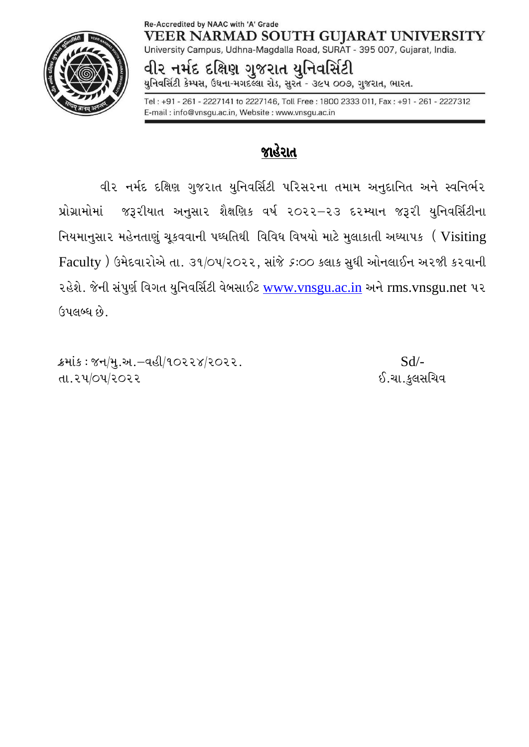Re-Accredited by NAAC with 'A' Grade

# VEER NARMAD SOUTH GUJARAT UNIVERSITY

University Campus, Udhna-Magdalla Road, SURAT - 395 007, Gujarat, India.

# વીર નર્મદ દક્ષિણ ગુજરાત યુનિવર્સિટી

યુનિવર્સિટી કેમ્પસ, ઉધના-મગદલ્લા રોડ, સુરત - ૩૯૫ ૦૦૭, ગુજરાત, ભારત.

Tel : +91 - 261 - 2227141 to 2227146, Toll Free : 1800 2333 011, Fax : +91 - 261 - 2227312
E-mail : info@vnsgu.ac.in, Website : www.vnsgu.ac.in

## જાહેરાત

વીર નર્મદ દક્ષિણ ગુજરાત યુનિવર્સિટી પરિસરના તમામ અનુદાનિત અને સ્વનિર્ભર પ્રોગ્રામોમાં જરૂરીયાત અનુસાર શૈક્ષણિક વર્ષ ૨૦૨૨–૨૩ દરમ્યાન જરૂરી યુનિવર્સિટીના નિયમાનુસાર મહેનતાણું ચૂકવવાની પધ્ધતિથી વિવિધ વિષયો માટે મુલાકાતી અધ્યાપક ( Visiting Faculty ) ઉમેદવારોએ તા. ૩૧/૦૫/૨૦૨૨, સાંજે ૬:૦૦ કલાક સુધી ઓનલાઈન અરજી કરવાની રહેશે. જેની સંપુર્ણ વિગત યુનિવર્સિટી વેબસાઈટ www.vnsgu.ac.in અને rms.vnsgu.net પર ઉપલબ્ધ છે.

ક્રમાંક : જન/મુ.અ.–વહી/૧૦૨૨૪/૨૦૨૨.
તા.૨૫/૦૫/૨૦૨૨

Sd/-
ઈ.ચા.કુલસચિવ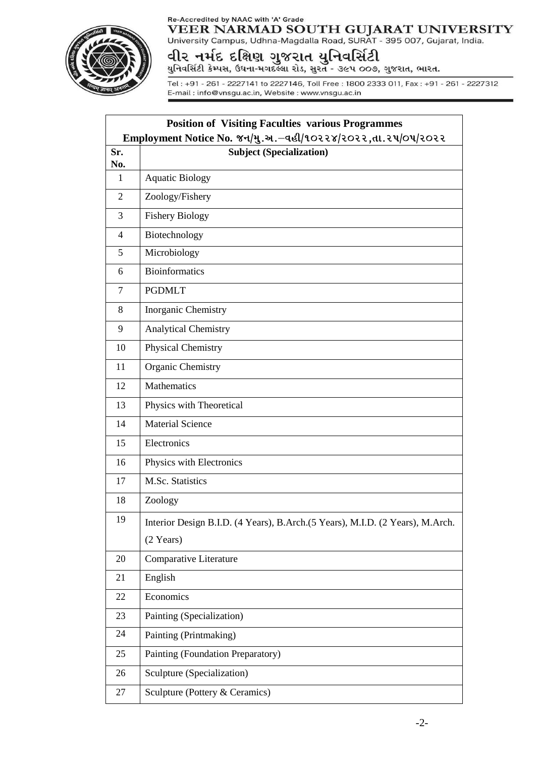| Position of Visiting Faculties various Programmes<br>Employment Notice No. જન/મુ.અ.–વહી/૧૦૨૨૪/૨૦૨૨,તા.૨૫/૦૫/૨૦૨૨ | |
|---|---|
| **Sr. No.** | **Subject (Specialization)** |
| 1 | Aquatic Biology |
| 2 | Zoology/Fishery |
| 3 | Fishery Biology |
| 4 | Biotechnology |
| 5 | Microbiology |
| 6 | Bioinformatics |
| 7 | PGDMLT |
| 8 | Inorganic Chemistry |
| 9 | Analytical Chemistry |
| 10 | Physical Chemistry |
| 11 | Organic Chemistry |
| 12 | Mathematics |
| 13 | Physics with Theoretical |
| 14 | Material Science |
| 15 | Electronics |
| 16 | Physics with Electronics |
| 17 | M.Sc. Statistics |
| 18 | Zoology |
| 19 | Interior Design B.I.D. (4 Years), B.Arch.(5 Years), M.I.D. (2 Years), M.Arch. (2 Years) |
| 20 | Comparative Literature |
| 21 | English |
| 22 | Economics |
| 23 | Painting (Specialization) |
| 24 | Painting (Printmaking) |
| 25 | Painting (Foundation Preparatory) |
| 26 | Sculpture (Specialization) |
| 27 | Sculpture (Pottery & Ceramics) |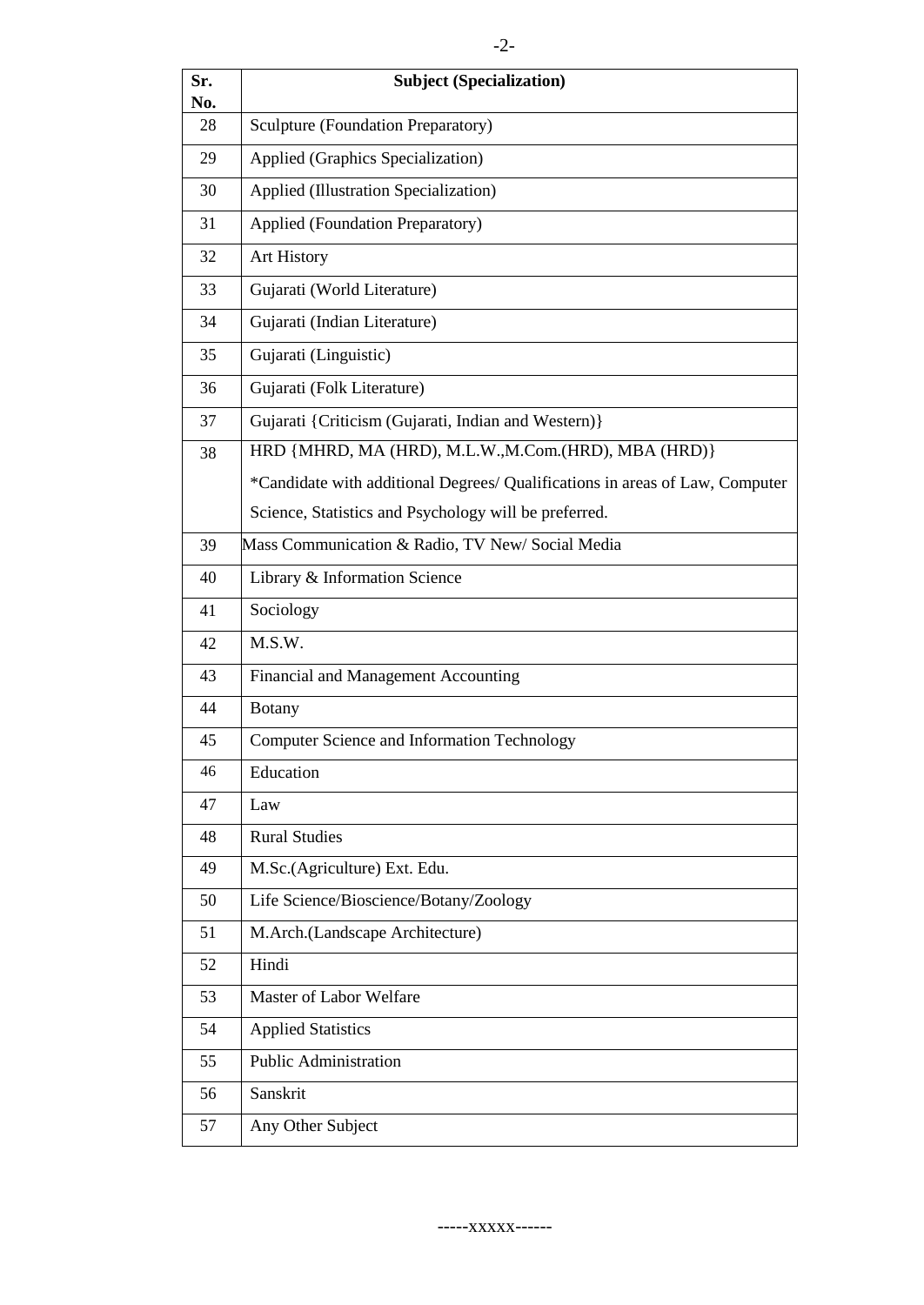| Sr. No. | Subject (Specialization) |
|---|---|
| 28 | Sculpture (Foundation Preparatory) |
| 29 | Applied (Graphics Specialization) |
| 30 | Applied (Illustration Specialization) |
| 31 | Applied (Foundation Preparatory) |
| 32 | Art History |
| 33 | Gujarati (World Literature) |
| 34 | Gujarati (Indian Literature) |
| 35 | Gujarati (Linguistic) |
| 36 | Gujarati (Folk Literature) |
| 37 | Gujarati {Criticism (Gujarati, Indian and Western)} |
| 38 | HRD {MHRD, MA (HRD), M.L.W.,M.Com.(HRD), MBA (HRD)} *Candidate with additional Degrees/ Qualifications in areas of Law, Computer Science, Statistics and Psychology will be preferred. |
| 39 | Mass Communication & Radio, TV New/ Social Media |
| 40 | Library & Information Science |
| 41 | Sociology |
| 42 | M.S.W. |
| 43 | Financial and Management Accounting |
| 44 | Botany |
| 45 | Computer Science and Information Technology |
| 46 | Education |
| 47 | Law |
| 48 | Rural Studies |
| 49 | M.Sc.(Agriculture) Ext. Edu. |
| 50 | Life Science/Bioscience/Botany/Zoology |
| 51 | M.Arch.(Landscape Architecture) |
| 52 | Hindi |
| 53 | Master of Labor Welfare |
| 54 | Applied Statistics |
| 55 | Public Administration |
| 56 | Sanskrit |
| 57 | Any Other Subject |

-----xxxxx------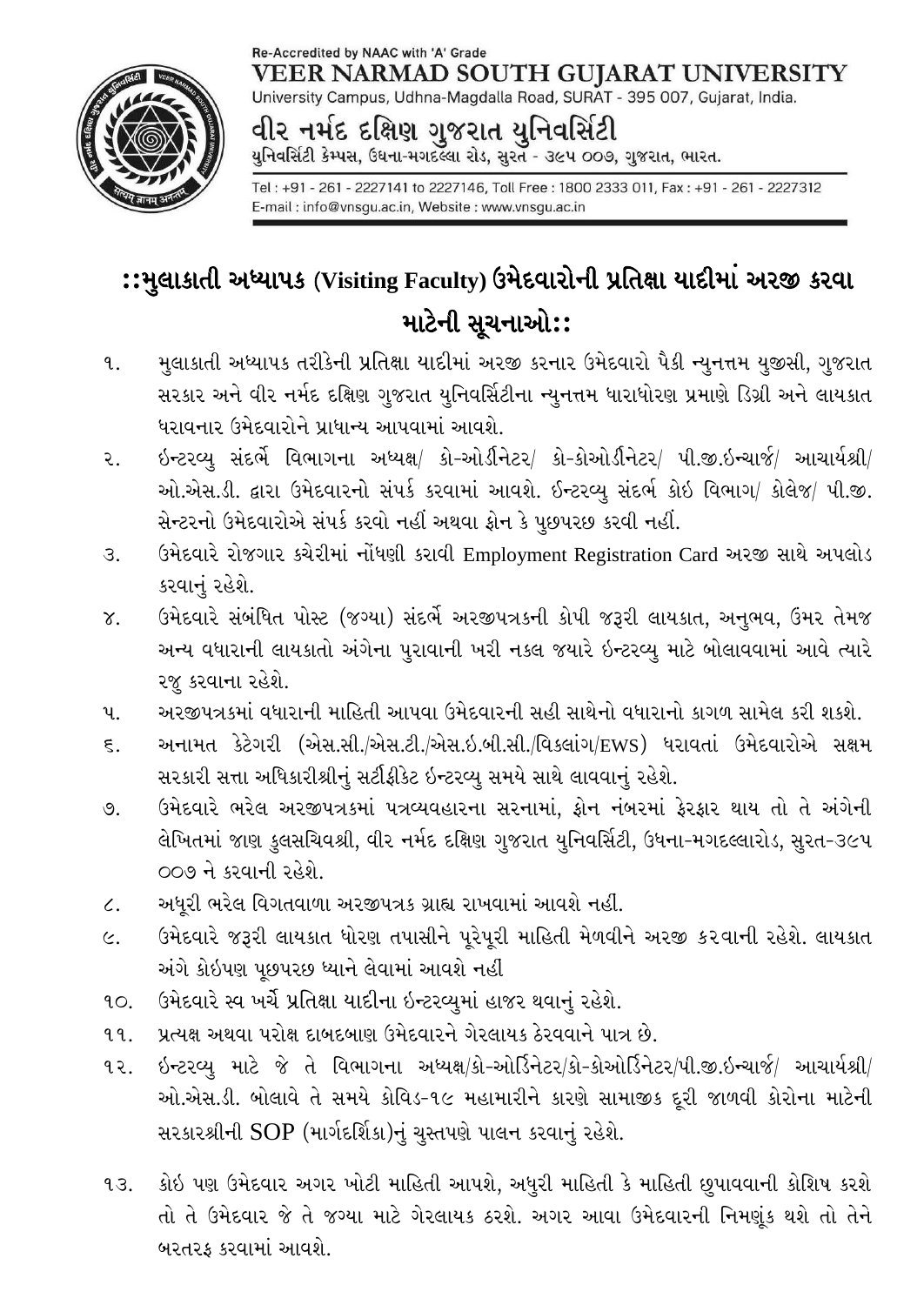Re-Accredited by NAAC with 'A' Grade

# VEER NARMAD SOUTH GUJARAT UNIVERSITY

University Campus, Udhna-Magdalla Road, SURAT - 395 007, Gujarat, India.

## વીર નર્મદ દક્ષિણ ગુજરાત યુનિવર્સિટી

યુનિવર્સિટી કેમ્પસ, ઉધના-મગદલ્લા રોડ, સુરત - ૩૯૫ ૦૦૭, ગુજરાત, ભારત.

Tel : +91 - 261 - 2227141 to 2227146, Toll Free : 1800 2333 011, Fax : +91 - 261 - 2227312
E-mail : info@vnsgu.ac.in, Website : www.vnsgu.ac.in

## ::મુલાકાતી અધ્યાપક (Visiting Faculty) ઉમેદવારોની પ્રતિક્ષા યાદીમાં અરજી કરવા માટેની સૂચનાઓ::

૧. મુલાકાતી અધ્યાપક તરીકેની પ્રતિક્ષા યાદીમાં અરજી કરનાર ઉમેદવારો પૈકી ન્યુનત્તમ યુજીસી, ગુજરાત સરકાર અને વીર નર્મદ દક્ષિણ ગુજરાત યુનિવર્સિટીના ન્યુનત્તમ ધારાધોરણ પ્રમાણે ડિગ્રી અને લાયકાત ધરાવનાર ઉમેદવારોને પ્રાધાન્ય આપવામાં આવશે.

૨. ઇન્ટરવ્યુ સંદર્ભે વિભાગના અધ્યક્ષ/ કો-ઓર્ડીનેટર/ કો-કોઓર્ડીનેટર/ પી.જી.ઇન્ચાર્જ/ આચાર્યશ્રી/ ઓ.એસ.ડી. દ્વારા ઉમેદવારનો સંપર્ક કરવામાં આવશે. ઇન્ટરવ્યુ સંદર્ભ કોઇ વિભાગ/ કોલેજ/ પી.જી. સેન્ટરનો ઉમેદવારોએ સંપર્ક કરવો નહીં અથવા ફોન કે પુછપરછ કરવી નહીં.

૩. ઉમેદવારે રોજગાર કચેરીમાં નોંધણી કરાવી Employment Registration Card અરજી સાથે અપલોડ કરવાનું રહેશે.

૪. ઉમેદવારે સંબંધિત પોસ્ટ (જગ્યા) સંદર્ભે અરજીપત્રકની કોપી જરૂરી લાયકાત, અનુભવ, ઉંમર તેમજ અન્ય વધારાની લાયકાતો અંગેના પુરાવાની ખરી નકલ જયારે ઇન્ટરવ્યુ માટે બોલાવવામાં આવે ત્યારે રજુ કરવાના રહેશે.

૫. અરજીપત્રકમાં વધારાની માહિતી આપવા ઉમેદવારની સહી સાથેનો વધારાનો કાગળ સામેલ કરી શકશે.

૬. અનામત કેટેગરી (એસ.સી./એસ.ટી./એસ.ઇ.બી.સી./વિકલાંગ/EWS) ધરાવતાં ઉમેદવારોએ સક્ષમ સરકારી સત્તા અધિકારીશ્રીનું સર્ટીફીકેટ ઇન્ટરવ્યુ સમયે સાથે લાવવાનું રહેશે.

૭. ઉમેદવારે ભરેલ અરજીપત્રકમાં પત્રવ્યવહારના સરનામાં, ફોન નંબરમાં ફેરફાર થાય તો તે અંગેની લેખિતમાં જાણ કુલસચિવશ્રી, વીર નર્મદ દક્ષિણ ગુજરાત યુનિવર્સિટી, ઉધના-મગદલ્લારોડ, સુરત-૩૯૫ ૦૦૭ ને કરવાની રહેશે.

૮. અધૂરી ભરેલ વિગતવાળા અરજીપત્રક ગ્રાહ્ય રાખવામાં આવશે નહીં.

૯. ઉમેદવારે જરૂરી લાયકાત ધોરણ તપાસીને પૂરેપૂરી માહિતી મેળવીને અરજી કરવાની રહેશે. લાયકાત અંગે કોઇપણ પૂછપરછ ધ્યાને લેવામાં આવશે નહીં

૧૦. ઉમેદવારે સ્વ ખર્ચે પ્રતિક્ષા યાદીના ઇન્ટરવ્યુમાં હાજર થવાનું રહેશે.

૧૧. પ્રત્યક્ષ અથવા પરોક્ષ દાબદબાણ ઉમેદવારને ગેરલાયક ઠેરવવાને પાત્ર છે.

૧૨. ઇન્ટરવ્યુ માટે જે તે વિભાગના અધ્યક્ષ/કો-ઓર્ડિનેટર/કો-કોઓર્ડિનેટર/પી.જી.ઇન્ચાર્જ/ આચાર્યશ્રી/ ઓ.એસ.ડી. બોલાવે તે સમયે કોવિડ-૧૯ મહામારીને કારણે સામાજીક દૂરી જાળવી કોરોના માટેની સરકારશ્રીની SOP (માર્ગદર્શિકા)નું ચુસ્તપણે પાલન કરવાનું રહેશે.

૧૩. કોઇ પણ ઉમેદવાર અગર ખોટી માહિતી આપશે, અધુરી માહિતી કે માહિતી છુપાવવાની કોશિષ કરશે તો તે ઉમેદવાર જે તે જગ્યા માટે ગેરલાયક ઠરશે. અગર આવા ઉમેદવારની નિમણૂંક થશે તો તેને બરતરફ કરવામાં આવશે.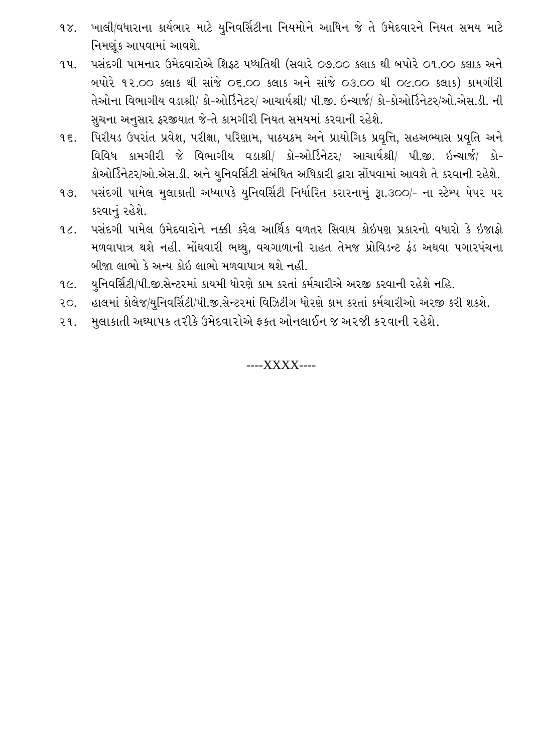૧૪. ખાલી/વધારાના કાર્યભાર માટે યુનિવર્સિટીના નિયમોને આધિન જે તે ઉમેદવારને નિયત સમય માટે નિમણૂંક આપવામાં આવશે.

૧૫. પસંદગી પામનાર ઉમેદવારોએ શિફ્ટ પધ્ધતિથી (સવારે ૦૭.૦૦ કલાક થી બપોરે ૦૧.૦૦ કલાક અને બપોરે ૧૨.૦૦ કલાક થી સાંજે ૦૬.૦૦ કલાક અને સાંજે ૦૩.૦૦ થી ૦૯.૦૦ કલાક) કામગીરી તેઓના વિભાગીય વડાશ્રી/ કો-ઓર્ડિનેટર/ આચાર્યશ્રી/ પી.જી. ઇન્ચાર્જ/ કો-કોઓર્ડિનેટર/ઓ.એસ.ડી. ની સુચના અનુસાર ફરજીયાત જે-તે કામગીરી નિયત સમયમાં કરવાની રહેશે.

૧૬. પિરીયડ ઉપરાંત પ્રવેશ, પરીક્ષા, પરિણામ, પાઠ્યક્રમ અને પ્રાયોગિક પ્રવૃત્તિ, સહઅભ્યાસ પ્રવૃતિ અને વિવિધ કામગીરી જે વિભાગીય વડાશ્રી/ કો-ઓર્ડિનેટર/ આચાર્યશ્રી/ પી.જી. ઇન્ચાર્જ/ કો-કોઓર્ડિનેટર/ઓ.એસ.ડી. અને યુનિવર્સિટી સંબંધિત અધિકારી દ્વારા સોંપવામાં આવશે તે કરવાની રહેશે.

૧૭. પસંદગી પામેલ મુલાકાતી અધ્યાપકે યુનિવર્સિટી નિર્ધારિત કરારનામું રૂા.૩૦૦/- ના સ્ટેમ્પ પેપર પર કરવાનું રહેશે.

૧૮. પસંદગી પામેલ ઉમેદવારોને નક્કી કરેલ આર્થિક વળતર સિવાય કોઇપણ પ્રકારનો વધારો કે ઇજાફો મળવાપાત્ર થશે નહીં. મોંઘવારી ભથ્થુ, વચગાળાની રાહત તેમજ પ્રોવિડન્ટ ફંડ અથવા પગારપંચના બીજા લાભો કે અન્ય કોઇ લાભો મળવાપાત્ર થશે નહીં.

૧૯. યુનિવર્સિટી/પી.જી.સેન્ટરમાં કાયમી ધોરણે કામ કરતાં કર્મચારીએ અરજી કરવાની રહેશે નહિ.

૨૦. હાલમાં કોલેજ/યુનિવર્સિટી/પી.જી.સેન્ટરમાં વિઝિટીંગ ધોરણે કામ કરતાં કર્મચારીઓ અરજી કરી શકશે.

૨૧. મુલાકાતી અધ્યાપક તરીકે ઉમેદવારોએ ફક્ત ઓનલાઈન જ અરજી કરવાની રહેશે.

----XXXX----